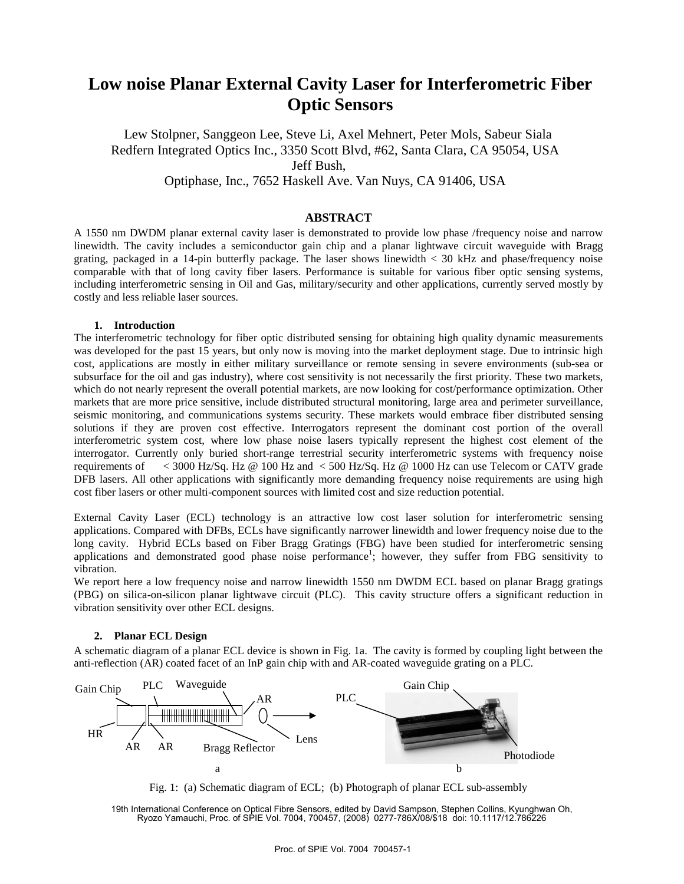# Low noise Planar External Cavity Laser for Interferometric Fiber Optic Sensors

Lew Stolpner, Sanggeon Lee, Steve Li, Axel Mehnert, Peter Mols, Sabeur Siala
Redfern Integrated Optics Inc., 3350 Scott Blvd, #62, Santa Clara, CA 95054, USA
Jeff Bush,
Optiphase, Inc., 7652 Haskell Ave. Van Nuys, CA 91406, USA

## ABSTRACT

A 1550 nm DWDM planar external cavity laser is demonstrated to provide low phase /frequency noise and narrow linewidth. The cavity includes a semiconductor gain chip and a planar lightwave circuit waveguide with Bragg grating, packaged in a 14-pin butterfly package. The laser shows linewidth < 30 kHz and phase/frequency noise comparable with that of long cavity fiber lasers. Performance is suitable for various fiber optic sensing systems, including interferometric sensing in Oil and Gas, military/security and other applications, currently served mostly by costly and less reliable laser sources.

### 1. Introduction

The interferometric technology for fiber optic distributed sensing for obtaining high quality dynamic measurements was developed for the past 15 years, but only now is moving into the market deployment stage. Due to intrinsic high cost, applications are mostly in either military surveillance or remote sensing in severe environments (sub-sea or subsurface for the oil and gas industry), where cost sensitivity is not necessarily the first priority. These two markets, which do not nearly represent the overall potential markets, are now looking for cost/performance optimization. Other markets that are more price sensitive, include distributed structural monitoring, large area and perimeter surveillance, seismic monitoring, and communications systems security. These markets would embrace fiber distributed sensing solutions if they are proven cost effective. Interrogators represent the dominant cost portion of the overall interferometric system cost, where low phase noise lasers typically represent the highest cost element of the interrogator. Currently only buried short-range terrestrial security interferometric systems with frequency noise requirements of < 3000 Hz/Sq. Hz @ 100 Hz and < 500 Hz/Sq. Hz @ 1000 Hz can use Telecom or CATV grade DFB lasers. All other applications with significantly more demanding frequency noise requirements are using high cost fiber lasers or other multi-component sources with limited cost and size reduction potential.

External Cavity Laser (ECL) technology is an attractive low cost laser solution for interferometric sensing applications. Compared with DFBs, ECLs have significantly narrower linewidth and lower frequency noise due to the long cavity. Hybrid ECLs based on Fiber Bragg Gratings (FBG) have been studied for interferometric sensing applications and demonstrated good phase noise performance[1]; however, they suffer from FBG sensitivity to vibration.

We report here a low frequency noise and narrow linewidth 1550 nm DWDM ECL based on planar Bragg gratings (PBG) on silica-on-silicon planar lightwave circuit (PLC). This cavity structure offers a significant reduction in vibration sensitivity over other ECL designs.

### 2. Planar ECL Design

A schematic diagram of a planar ECL device is shown in Fig. 1a. The cavity is formed by coupling light between the anti-reflection (AR) coated facet of an InP gain chip with and AR-coated waveguide grating on a PLC.

Fig. 1: (a) Schematic diagram of ECL; (b) Photograph of planar ECL sub-assembly

19th International Conference on Optical Fibre Sensors, edited by David Sampson, Stephen Collins, Kyunghwan Oh, Ryozo Yamauchi, Proc. of SPIE Vol. 7004, 700457, (2008) 0277-786X/08/$18 doi: 10.1117/12.786226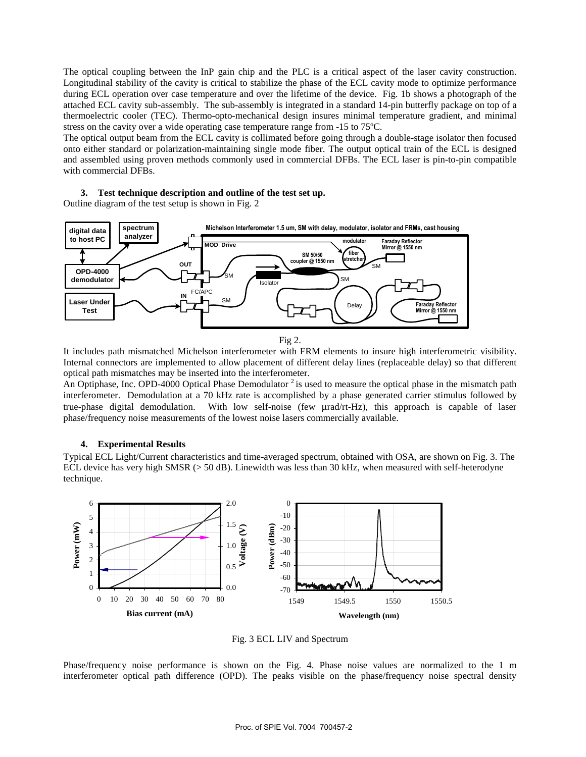The optical coupling between the InP gain chip and the PLC is a critical aspect of the laser cavity construction. Longitudinal stability of the cavity is critical to stabilize the phase of the ECL cavity mode to optimize performance during ECL operation over case temperature and over the lifetime of the device. Fig. 1b shows a photograph of the attached ECL cavity sub-assembly. The sub-assembly is integrated in a standard 14-pin butterfly package on top of a thermoelectric cooler (TEC). Thermo-opto-mechanical design insures minimal temperature gradient, and minimal stress on the cavity over a wide operating case temperature range from -15 to 75ºC.

The optical output beam from the ECL cavity is collimated before going through a double-stage isolator then focused onto either standard or polarization-maintaining single mode fiber. The output optical train of the ECL is designed and assembled using proven methods commonly used in commercial DFBs. The ECL laser is pin-to-pin compatible with commercial DFBs.

### 3. Test technique description and outline of the test set up.

Outline diagram of the test setup is shown in Fig. 2

Fig 2.

It includes path mismatched Michelson interferometer with FRM elements to insure high interferometric visibility. Internal connectors are implemented to allow placement of different delay lines (replaceable delay) so that different optical path mismatches may be inserted into the interferometer.

An Optiphase, Inc. OPD-4000 Optical Phase Demodulator [2] is used to measure the optical phase in the mismatch path interferometer. Demodulation at a 70 kHz rate is accomplished by a phase generated carrier stimulus followed by true-phase digital demodulation. With low self-noise (few μrad/rt-Hz), this approach is capable of laser phase/frequency noise measurements of the lowest noise lasers commercially available.

### 4. Experimental Results

Typical ECL Light/Current characteristics and time-averaged spectrum, obtained with OSA, are shown on Fig. 3. The ECL device has very high SMSR (> 50 dB). Linewidth was less than 30 kHz, when measured with self-heterodyne technique.

Fig. 3 ECL LIV and Spectrum

Phase/frequency noise performance is shown on the Fig. 4. Phase noise values are normalized to the 1 m interferometer optical path difference (OPD). The peaks visible on the phase/frequency noise spectral density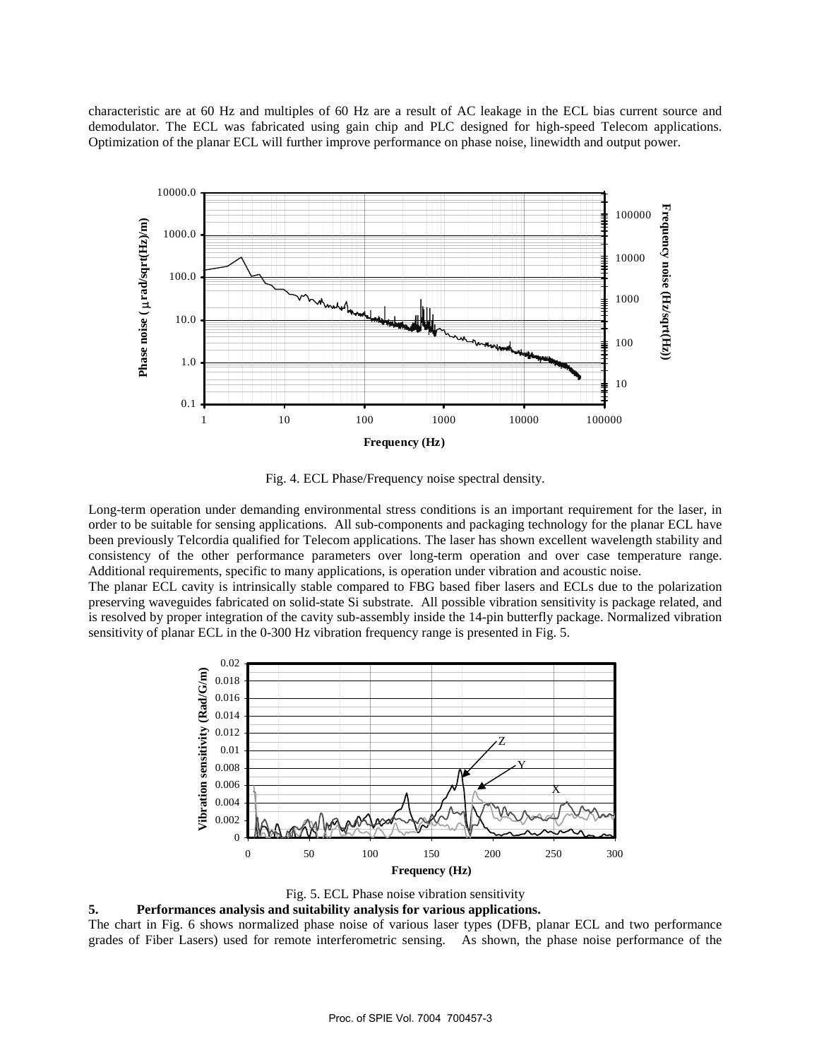characteristic are at 60 Hz and multiples of 60 Hz are a result of AC leakage in the ECL bias current source and demodulator. The ECL was fabricated using gain chip and PLC designed for high-speed Telecom applications. Optimization of the planar ECL will further improve performance on phase noise, linewidth and output power.

Fig. 4. ECL Phase/Frequency noise spectral density.

Long-term operation under demanding environmental stress conditions is an important requirement for the laser, in order to be suitable for sensing applications. All sub-components and packaging technology for the planar ECL have been previously Telcordia qualified for Telecom applications. The laser has shown excellent wavelength stability and consistency of the other performance parameters over long-term operation and over case temperature range. Additional requirements, specific to many applications, is operation under vibration and acoustic noise.

The planar ECL cavity is intrinsically stable compared to FBG based fiber lasers and ECLs due to the polarization preserving waveguides fabricated on solid-state Si substrate. All possible vibration sensitivity is package related, and is resolved by proper integration of the cavity sub-assembly inside the 14-pin butterfly package. Normalized vibration sensitivity of planar ECL in the 0-300 Hz vibration frequency range is presented in Fig. 5.

Fig. 5. ECL Phase noise vibration sensitivity

## 5. Performances analysis and suitability analysis for various applications.

The chart in Fig. 6 shows normalized phase noise of various laser types (DFB, planar ECL and two performance grades of Fiber Lasers) used for remote interferometric sensing. As shown, the phase noise performance of the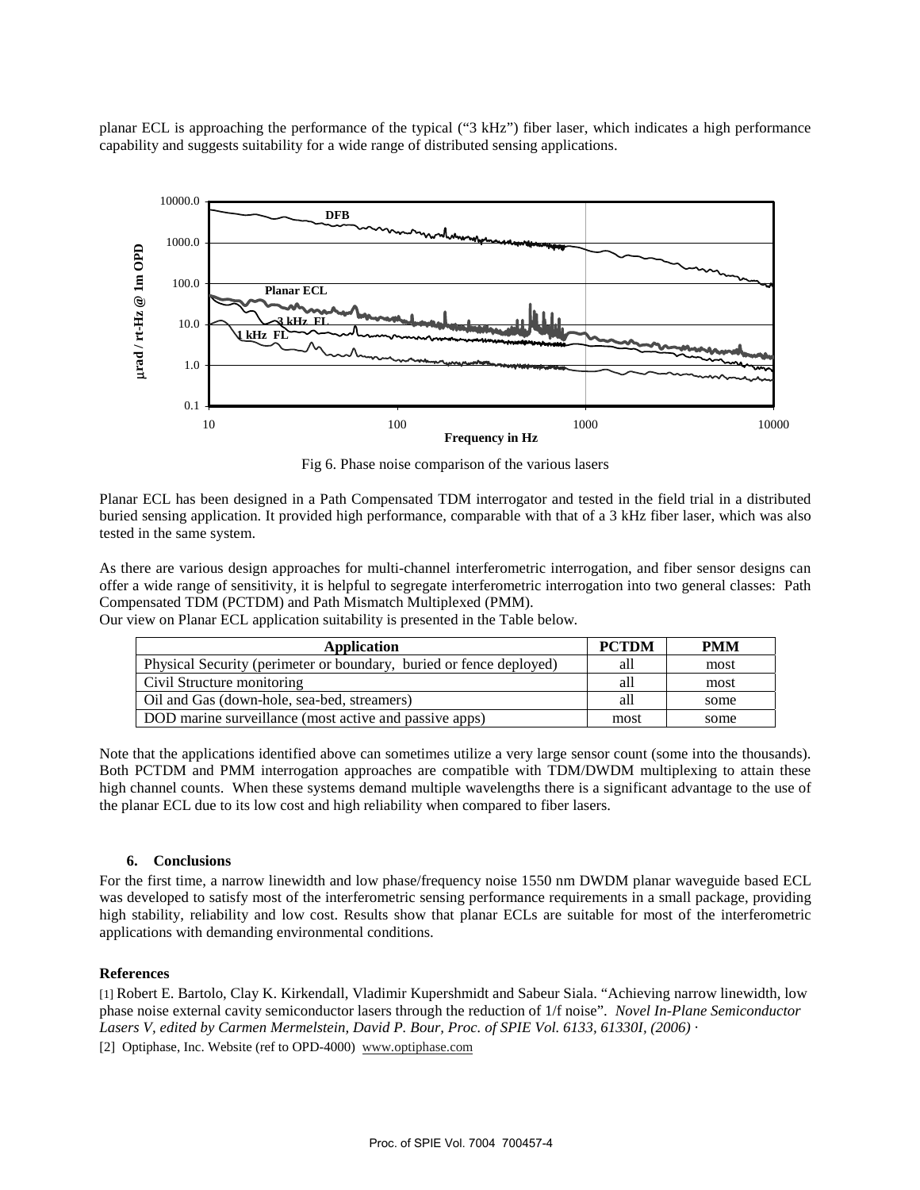planar ECL is approaching the performance of the typical ("3 kHz") fiber laser, which indicates a high performance capability and suggests suitability for a wide range of distributed sensing applications.

10000.0
1000.0
100.0
10.0
1.0
0.1
μrad / rt-Hz @ 1m OPD
DFB
Planar ECL
3 kHz FL
1 kHz FL
10
100
1000
10000
Frequency in Hz

Fig 6. Phase noise comparison of the various lasers

Planar ECL has been designed in a Path Compensated TDM interrogator and tested in the field trial in a distributed buried sensing application. It provided high performance, comparable with that of a 3 kHz fiber laser, which was also tested in the same system.

As there are various design approaches for multi-channel interferometric interrogation, and fiber sensor designs can offer a wide range of sensitivity, it is helpful to segregate interferometric interrogation into two general classes: Path Compensated TDM (PCTDM) and Path Mismatch Multiplexed (PMM).
Our view on Planar ECL application suitability is presented in the Table below.

| Application | PCTDM | PMM |
|---|---|---|
| Physical Security (perimeter or boundary, buried or fence deployed) | all | most |
| Civil Structure monitoring | all | most |
| Oil and Gas (down-hole, sea-bed, streamers) | all | some |
| DOD marine surveillance (most active and passive apps) | most | some |

Note that the applications identified above can sometimes utilize a very large sensor count (some into the thousands). Both PCTDM and PMM interrogation approaches are compatible with TDM/DWDM multiplexing to attain these high channel counts. When these systems demand multiple wavelengths there is a significant advantage to the use of the planar ECL due to its low cost and high reliability when compared to fiber lasers.

## 6. Conclusions

For the first time, a narrow linewidth and low phase/frequency noise 1550 nm DWDM planar waveguide based ECL was developed to satisfy most of the interferometric sensing performance requirements in a small package, providing high stability, reliability and low cost. Results show that planar ECLs are suitable for most of the interferometric applications with demanding environmental conditions.

## References

[1] Robert E. Bartolo, Clay K. Kirkendall, Vladimir Kupershmidt and Sabeur Siala. "Achieving narrow linewidth, low phase noise external cavity semiconductor lasers through the reduction of 1/f noise". *Novel In-Plane Semiconductor Lasers V, edited by Carmen Mermelstein, David P. Bour, Proc. of SPIE Vol. 6133, 61330I, (2006)* ·

[2] Optiphase, Inc. Website (ref to OPD-4000) www.optiphase.com